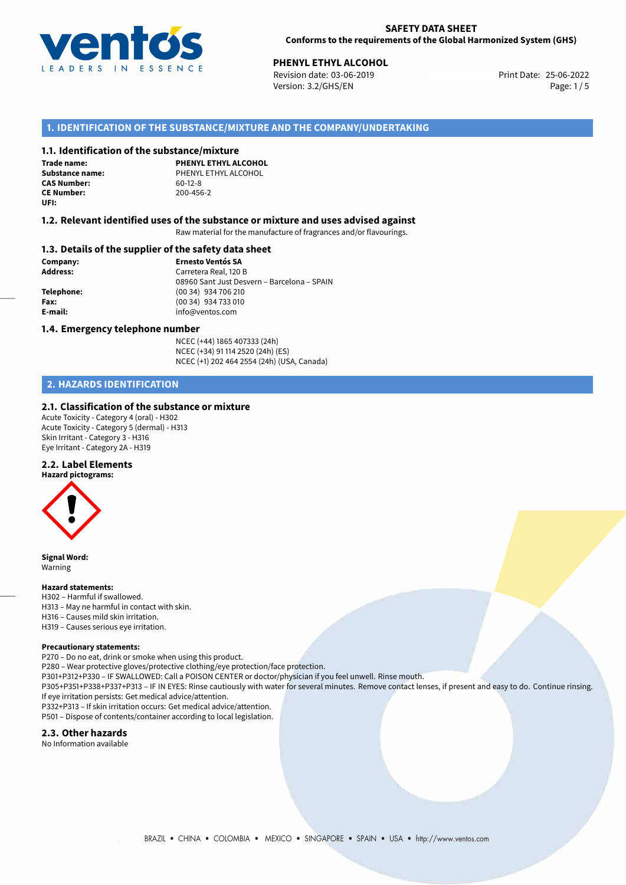**SAFETY DATA SHEET**
**Conforms to the requirements of the Global Harmonized System (GHS)**

**PHENYL ETHYL ALCOHOL**
Revision date: 03-06-2019
Version: 3.2/GHS/EN
Print Date: 25-06-2022

## 1. IDENTIFICATION OF THE SUBSTANCE/MIXTURE AND THE COMPANY/UNDERTAKING

### 1.1. Identification of the substance/mixture

**Trade name:** **PHENYL ETHYL ALCOHOL**
**Substance name:** PHENYL ETHYL ALCOHOL
**CAS Number:** 60-12-8
**CE Number:** 200-456-2
**UFI:**

### 1.2. Relevant identified uses of the substance or mixture and uses advised against

Raw material for the manufacture of fragrances and/or flavourings.

### 1.3. Details of the supplier of the safety data sheet

**Company:** **Ernesto Ventós SA**
**Address:** Carretera Real, 120 B
08960 Sant Just Desvern – Barcelona – SPAIN
**Telephone:** (00 34) 934 706 210
**Fax:** (00 34) 934 733 010
**E-mail:** info@ventos.com

### 1.4. Emergency telephone number

NCEC (+44) 1865 407333 (24h)
NCEC (+34) 91 114 2520 (24h) (ES)
NCEC (+1) 202 464 2554 (24h) (USA, Canada)

## 2. HAZARDS IDENTIFICATION

### 2.1. Classification of the substance or mixture

Acute Toxicity - Category 4 (oral) - H302
Acute Toxicity - Category 5 (dermal) - H313
Skin Irritant - Category 3 - H316
Eye Irritant - Category 2A - H319

### 2.2. Label Elements

**Hazard pictograms:**

**Signal Word:**
Warning

**Hazard statements:**
H302 – Harmful if swallowed.
H313 – May ne harmful in contact with skin.
H316 – Causes mild skin irritation.
H319 – Causes serious eye irritation.

**Precautionary statements:**
P270 – Do no eat, drink or smoke when using this product.
P280 – Wear protective gloves/protective clothing/eye protection/face protection.
P301+P312+P330 – IF SWALLOWED: Call a POISON CENTER or doctor/physician if you feel unwell. Rinse mouth.
P305+P351+P338+P337+P313 – IF IN EYES: Rinse cautiously with water for several minutes. Remove contact lenses, if present and easy to do. Continue rinsing. If eye irritation persists: Get medical advice/attention.
P332+P313 – If skin irritation occurs: Get medical advice/attention.
P501 – Dispose of contents/container according to local legislation.

### 2.3. Other hazards

No Information available

BRAZIL • CHINA • COLOMBIA • MEXICO • SINGAPORE • SPAIN • USA • http://www.ventos.com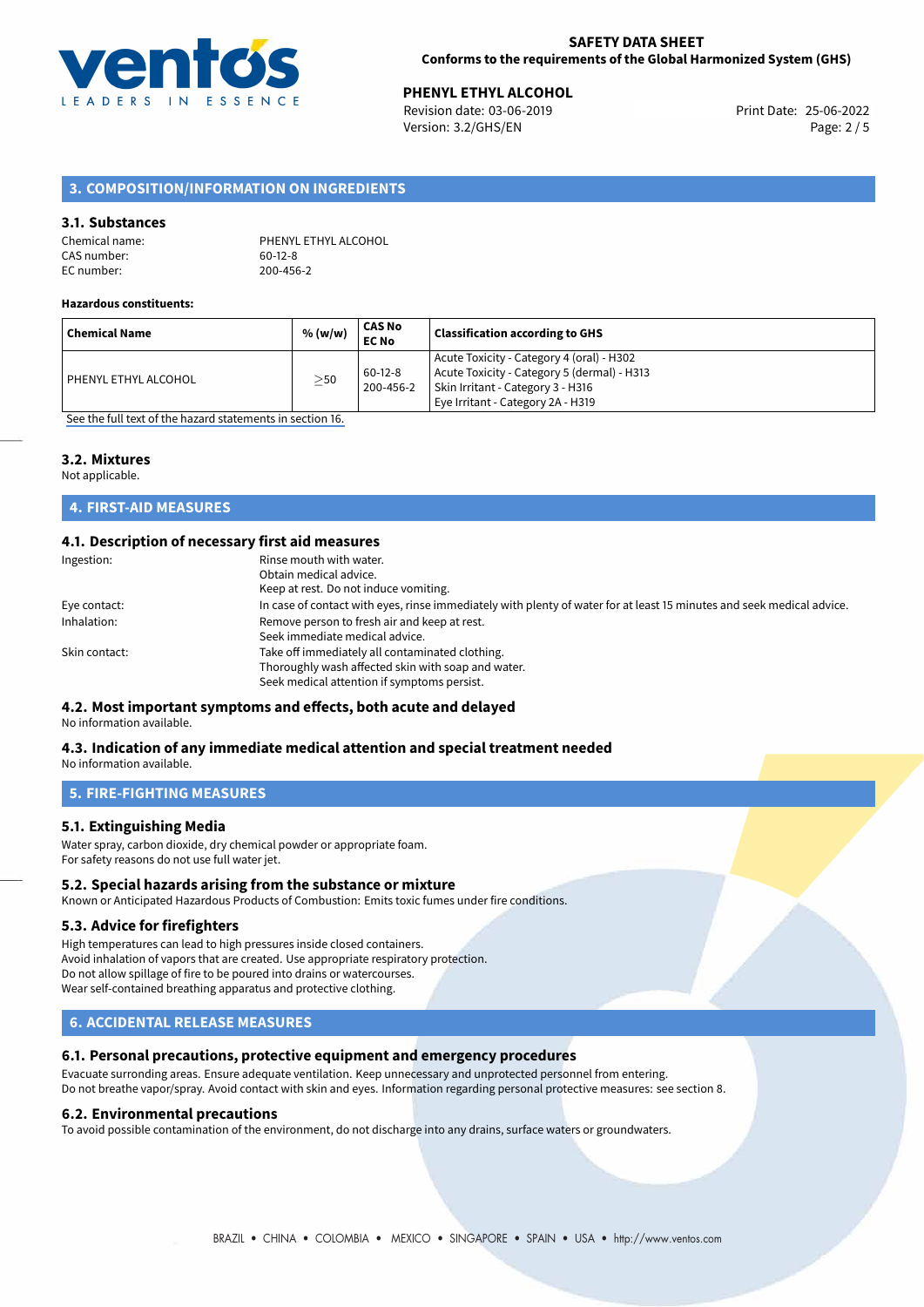## 3. COMPOSITION/INFORMATION ON INGREDIENTS

### 3.1. Substances

Chemical name: PHENYL ETHYL ALCOHOL
CAS number: 60-12-8
EC number: 200-456-2

**Hazardous constituents:**

| Chemical Name | % (w/w) | CAS No EC No | Classification according to GHS |
|---|---|---|---|
| PHENYL ETHYL ALCOHOL | $\geq$50 | 60-12-8 200-456-2 | Acute Toxicity - Category 4 (oral) - H302 Acute Toxicity - Category 5 (dermal) - H313 Skin Irritant - Category 3 - H316 Eye Irritant - Category 2A - H319 |

See the full text of the hazard statements in section 16.

### 3.2. Mixtures

Not applicable.

## 4. FIRST-AID MEASURES

### 4.1. Description of necessary first aid measures

Ingestion: Rinse mouth with water.
Obtain medical advice.
Keep at rest. Do not induce vomiting.

Eye contact: In case of contact with eyes, rinse immediately with plenty of water for at least 15 minutes and seek medical advice.

Inhalation: Remove person to fresh air and keep at rest.
Seek immediate medical advice.

Skin contact: Take off immediately all contaminated clothing.
Thoroughly wash affected skin with soap and water.
Seek medical attention if symptoms persist.

### 4.2. Most important symptoms and effects, both acute and delayed

No information available.

### 4.3. Indication of any immediate medical attention and special treatment needed

No information available.

## 5. FIRE-FIGHTING MEASURES

### 5.1. Extinguishing Media

Water spray, carbon dioxide, dry chemical powder or appropriate foam.
For safety reasons do not use full water jet.

### 5.2. Special hazards arising from the substance or mixture

Known or Anticipated Hazardous Products of Combustion: Emits toxic fumes under fire conditions.

### 5.3. Advice for firefighters

High temperatures can lead to high pressures inside closed containers.
Avoid inhalation of vapors that are created. Use appropriate respiratory protection.
Do not allow spillage of fire to be poured into drains or watercourses.
Wear self-contained breathing apparatus and protective clothing.

## 6. ACCIDENTAL RELEASE MEASURES

### 6.1. Personal precautions, protective equipment and emergency procedures

Evacuate surronding areas. Ensure adequate ventilation. Keep unnecessary and unprotected personnel from entering.
Do not breathe vapor/spray. Avoid contact with skin and eyes. Information regarding personal protective measures: see section 8.

### 6.2. Environmental precautions

To avoid possible contamination of the environment, do not discharge into any drains, surface waters or groundwaters.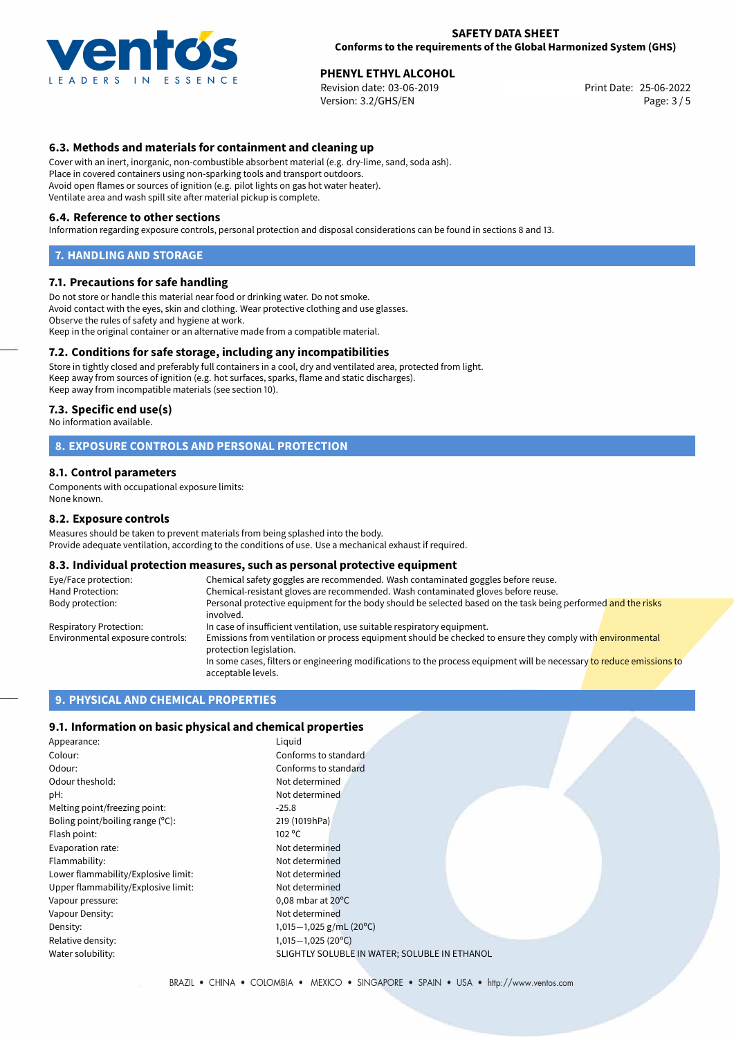### 6.3. Methods and materials for containment and cleaning up

Cover with an inert, inorganic, non-combustible absorbent material (e.g. dry-lime, sand, soda ash).
Place in covered containers using non-sparking tools and transport outdoors.
Avoid open flames or sources of ignition (e.g. pilot lights on gas hot water heater).
Ventilate area and wash spill site after material pickup is complete.

### 6.4. Reference to other sections

Information regarding exposure controls, personal protection and disposal considerations can be found in sections 8 and 13.

## 7. HANDLING AND STORAGE

### 7.1. Precautions for safe handling

Do not store or handle this material near food or drinking water. Do not smoke.
Avoid contact with the eyes, skin and clothing. Wear protective clothing and use glasses.
Observe the rules of safety and hygiene at work.
Keep in the original container or an alternative made from a compatible material.

### 7.2. Conditions for safe storage, including any incompatibilities

Store in tightly closed and preferably full containers in a cool, dry and ventilated area, protected from light.
Keep away from sources of ignition (e.g. hot surfaces, sparks, flame and static discharges).
Keep away from incompatible materials (see section 10).

### 7.3. Specific end use(s)

No information available.

## 8. EXPOSURE CONTROLS AND PERSONAL PROTECTION

### 8.1. Control parameters

Components with occupational exposure limits:
None known.

### 8.2. Exposure controls

Measures should be taken to prevent materials from being splashed into the body.
Provide adequate ventilation, according to the conditions of use. Use a mechanical exhaust if required.

### 8.3. Individual protection measures, such as personal protective equipment

| | |
|---|---|
| Eye/Face protection: | Chemical safety goggles are recommended. Wash contaminated goggles before reuse. |
| Hand Protection: | Chemical-resistant gloves are recommended. Wash contaminated gloves before reuse. |
| Body protection: | Personal protective equipment for the body should be selected based on the task being performed and the risks involved. |
| Respiratory Protection: | In case of insufficient ventilation, use suitable respiratory equipment. |
| Environmental exposure controls: | Emissions from ventilation or process equipment should be checked to ensure they comply with environmental protection legislation. In some cases, filters or engineering modifications to the process equipment will be necessary to reduce emissions to acceptable levels. |

## 9. PHYSICAL AND CHEMICAL PROPERTIES

### 9.1. Information on basic physical and chemical properties

| | |
|---|---|
| Appearance: | Liquid |
| Colour: | Conforms to standard |
| Odour: | Conforms to standard |
| Odour theshold: | Not determined |
| pH: | Not determined |
| Melting point/freezing point: | -25.8 |
| Boling point/boiling range (°C): | 219 (1019hPa) |
| Flash point: | 102 °C |
| Evaporation rate: | Not determined |
| Flammability: | Not determined |
| Lower flammability/Explosive limit: | Not determined |
| Upper flammability/Explosive limit: | Not determined |
| Vapour pressure: | 0,08 mbar at 20°C |
| Vapour Density: | Not determined |
| Density: | 1,015−1,025 g/mL (20°C) |
| Relative density: | 1,015−1,025 (20°C) |
| Water solubility: | SLIGHTLY SOLUBLE IN WATER; SOLUBLE IN ETHANOL |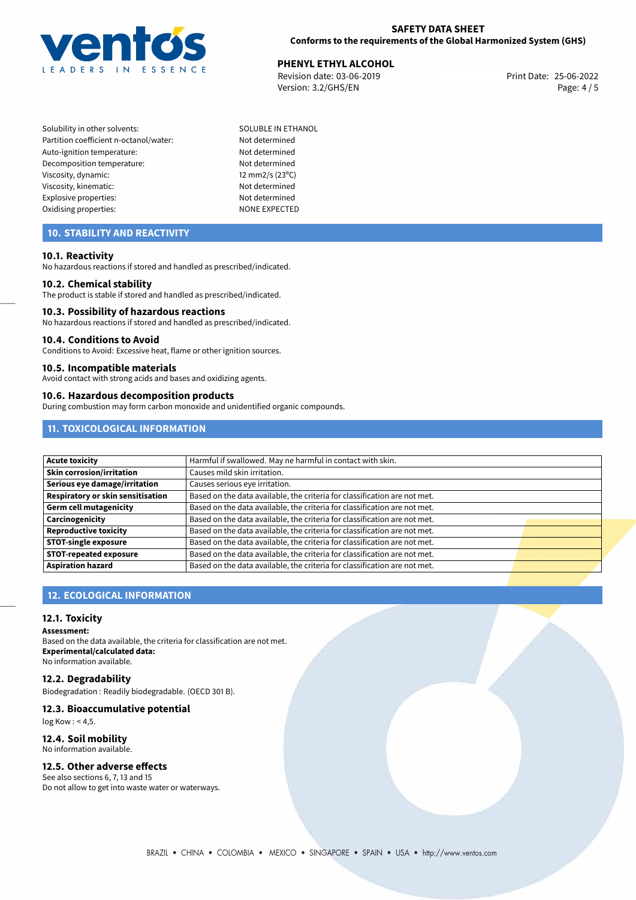| | |
|---|---|
| Solubility in other solvents: | SOLUBLE IN ETHANOL |
| Partition coefficient n-octanol/water: | Not determined |
| Auto-ignition temperature: | Not determined |
| Decomposition temperature: | Not determined |
| Viscosity, dynamic: | 12 mm2/s (23ºC) |
| Viscosity, kinematic: | Not determined |
| Explosive properties: | Not determined |
| Oxidising properties: | NONE EXPECTED |

## 10. STABILITY AND REACTIVITY

### 10.1. Reactivity
No hazardous reactions if stored and handled as prescribed/indicated.

### 10.2. Chemical stability
The product is stable if stored and handled as prescribed/indicated.

### 10.3. Possibility of hazardous reactions
No hazardous reactions if stored and handled as prescribed/indicated.

### 10.4. Conditions to Avoid
Conditions to Avoid: Excessive heat, flame or other ignition sources.

### 10.5. Incompatible materials
Avoid contact with strong acids and bases and oxidizing agents.

### 10.6. Hazardous decomposition products
During combustion may form carbon monoxide and unidentified organic compounds.

## 11. TOXICOLOGICAL INFORMATION

| | |
|---|---|
| **Acute toxicity** | Harmful if swallowed. May ne harmful in contact with skin. |
| **Skin corrosion/irritation** | Causes mild skin irritation. |
| **Serious eye damage/irritation** | Causes serious eye irritation. |
| **Respiratory or skin sensitisation** | Based on the data available, the criteria for classification are not met. |
| **Germ cell mutagenicity** | Based on the data available, the criteria for classification are not met. |
| **Carcinogenicity** | Based on the data available, the criteria for classification are not met. |
| **Reproductive toxicity** | Based on the data available, the criteria for classification are not met. |
| **STOT-single exposure** | Based on the data available, the criteria for classification are not met. |
| **STOT-repeated exposure** | Based on the data available, the criteria for classification are not met. |
| **Aspiration hazard** | Based on the data available, the criteria for classification are not met. |

## 12. ECOLOGICAL INFORMATION

### 12.1. Toxicity
**Assessment:**
Based on the data available, the criteria for classification are not met.
**Experimental/calculated data:**
No information available.

### 12.2. Degradability
Biodegradation : Readily biodegradable. (OECD 301 B).

### 12.3. Bioaccumulative potential
log Kow : < 4,5.

### 12.4. Soil mobility
No information available.

### 12.5. Other adverse effects
See also sections 6, 7, 13 and 15
Do not allow to get into waste water or waterways.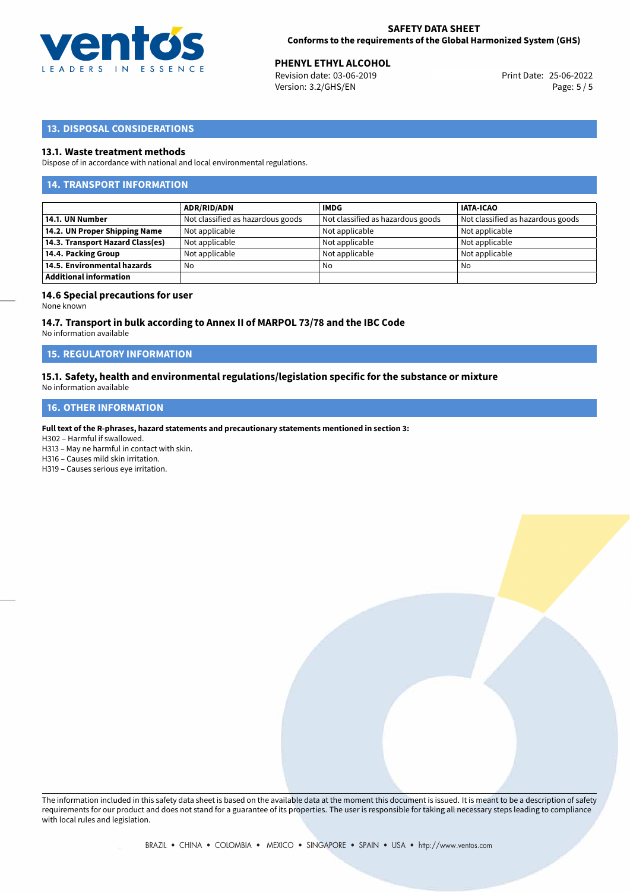## 13. DISPOSAL CONSIDERATIONS

### 13.1. Waste treatment methods

Dispose of in accordance with national and local environmental regulations.

## 14. TRANSPORT INFORMATION

| | ADR/RID/ADN | IMDG | IATA-ICAO |
|---|---|---|---|
| **14.1. UN Number** | Not classified as hazardous goods | Not classified as hazardous goods | Not classified as hazardous goods |
| **14.2. UN Proper Shipping Name** | Not applicable | Not applicable | Not applicable |
| **14.3. Transport Hazard Class(es)** | Not applicable | Not applicable | Not applicable |
| **14.4. Packing Group** | Not applicable | Not applicable | Not applicable |
| **14.5. Environmental hazards** | No | No | No |
| **Additional information** | | | |

### 14.6 Special precautions for user

None known

### 14.7. Transport in bulk according to Annex II of MARPOL 73/78 and the IBC Code

No information available

## 15. REGULATORY INFORMATION

### 15.1. Safety, health and environmental regulations/legislation specific for the substance or mixture

No information available

## 16. OTHER INFORMATION

**Full text of the R-phrases, hazard statements and precautionary statements mentioned in section 3:**

H302 – Harmful if swallowed.
H313 – May ne harmful in contact with skin.
H316 – Causes mild skin irritation.
H319 – Causes serious eye irritation.

The information included in this safety data sheet is based on the available data at the moment this document is issued. It is meant to be a description of safety requirements for our product and does not stand for a guarantee of its properties. The user is responsible for taking all necessary steps leading to compliance with local rules and legislation.

BRAZIL • CHINA • COLOMBIA • MEXICO • SINGAPORE • SPAIN • USA • http://www.ventos.com